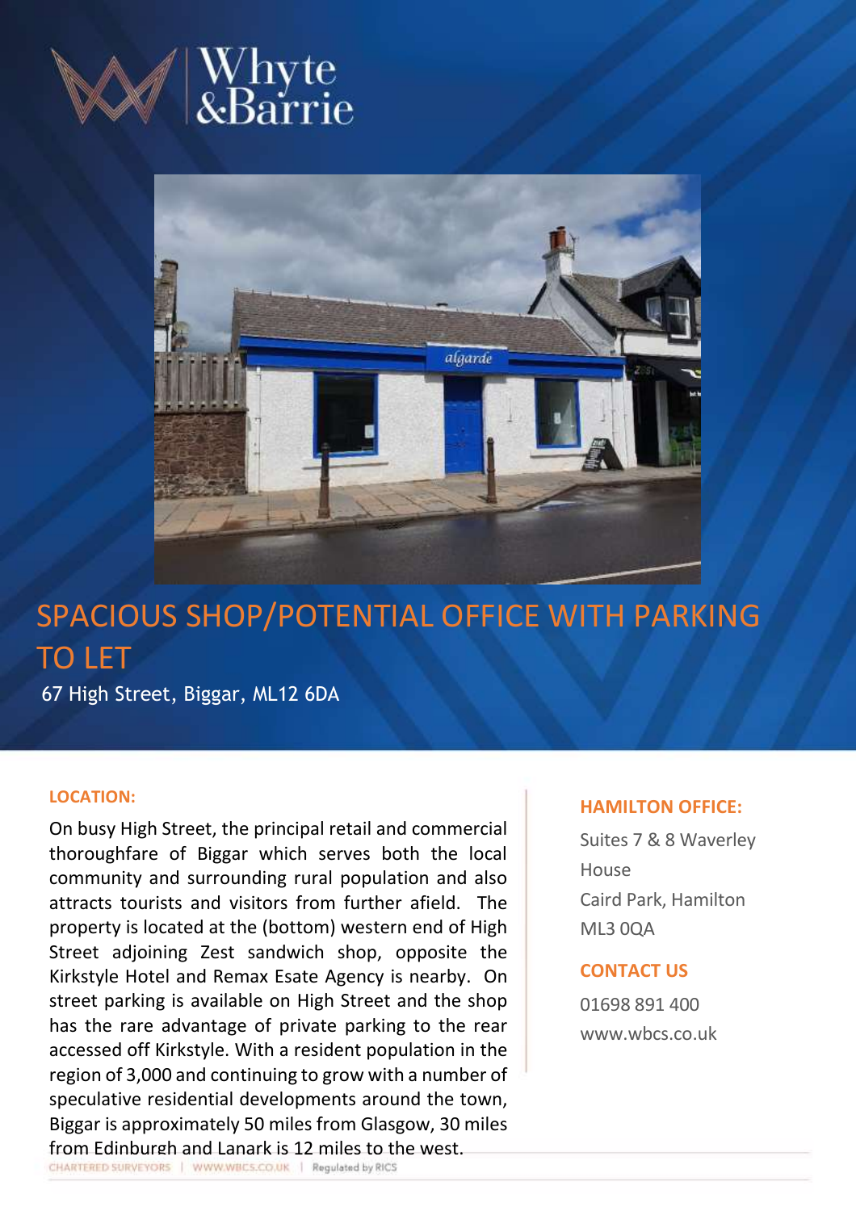# Whyte & Barrie

## SPACIOUS SHOP/POTENTIAL OFFICE WITH PARKING TO LET

67 High Street, Biggar, ML12 6DA

### LOCATION:

On busy High Street, the principal retail and commercial thoroughfare of Biggar which serves both the local community and surrounding rural population and also attracts tourists and visitors from further afield. The property is located at the (bottom) western end of High Street adjoining Zest sandwich shop, opposite the Kirkstyle Hotel and Remax Esate Agency is nearby. On street parking is available on High Street and the shop has the rare advantage of private parking to the rear accessed off Kirkstyle. With a resident population in the region of 3,000 and continuing to grow with a number of speculative residential developments around the town, Biggar is approximately 50 miles from Glasgow, 30 miles from Edinburgh and Lanark is 12 miles to the west.

### HAMILTON OFFICE:

Suites 7 & 8 Waverley House
Caird Park, Hamilton
ML3 0QA

### CONTACT US

01698 891 400
www.wbcs.co.uk

CHARTERED SURVEYORS | WWW.WBCS.CO.UK | Regulated by RICS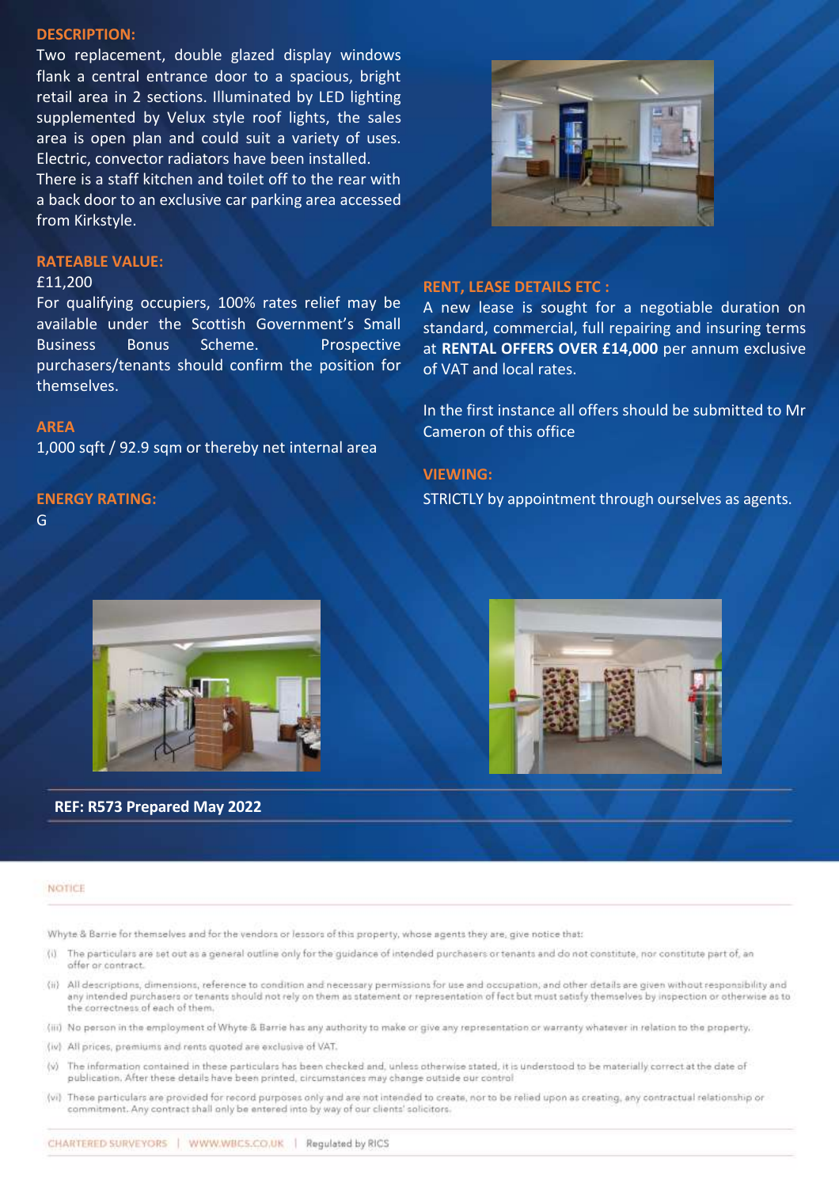## DESCRIPTION:

Two replacement, double glazed display windows flank a central entrance door to a spacious, bright retail area in 2 sections. Illuminated by LED lighting supplemented by Velux style roof lights, the sales area is open plan and could suit a variety of uses. Electric, convector radiators have been installed. There is a staff kitchen and toilet off to the rear with a back door to an exclusive car parking area accessed from Kirkstyle.

## RATEABLE VALUE:

£11,200

For qualifying occupiers, 100% rates relief may be available under the Scottish Government's Small Business Bonus Scheme. Prospective purchasers/tenants should confirm the position for themselves.

## AREA

1,000 sqft / 92.9 sqm or thereby net internal area

## ENERGY RATING:

G

## RENT, LEASE DETAILS ETC :

A new lease is sought for a negotiable duration on standard, commercial, full repairing and insuring terms at **RENTAL OFFERS OVER £14,000** per annum exclusive of VAT and local rates.

In the first instance all offers should be submitted to Mr Cameron of this office

## VIEWING:

STRICTLY by appointment through ourselves as agents.

**REF: R573 Prepared May 2022**

### NOTICE

Whyte & Barrie for themselves and for the vendors or lessors of this property, whose agents they are, give notice that:

(i) The particulars are set out as a general outline only for the guidance of intended purchasers or tenants and do not constitute, nor constitute part of, an offer or contract.

(ii) All descriptions, dimensions, reference to condition and necessary permissions for use and occupation, and other details are given without responsibility and any intended purchasers or tenants should not rely on them as statement or representation of fact but must satisfy themselves by inspection or otherwise as to the correctness of each of them.

(iii) No person in the employment of Whyte & Barrie has any authority to make or give any representation or warranty whatever in relation to the property.

(iv) All prices, premiums and rents quoted are exclusive of VAT.

(v) The information contained in these particulars has been checked and, unless otherwise stated, it is understood to be materially correct at the date of publication. After these details have been printed, circumstances may change outside our control

(vi) These particulars are provided for record purposes only and are not intended to create, nor to be relied upon as creating, any contractual relationship or commitment. Any contract shall only be entered into by way of our clients' solicitors.

CHARTERED SURVEYORS | WWW.WBCS.CO.UK | Regulated by RICS